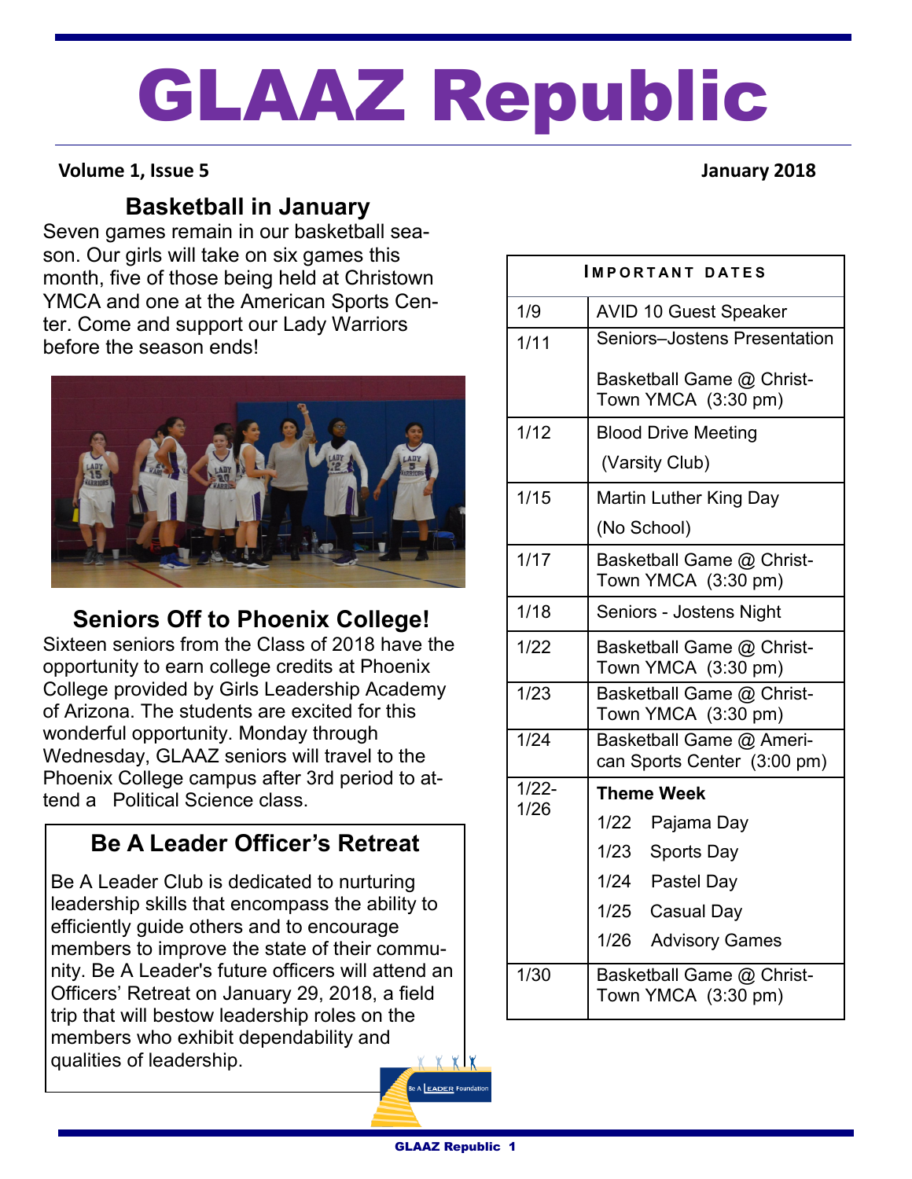# GLAAZ Republic

**Volume 1, Issue 5** **January 2018**

## Basketball in January

Seven games remain in our basketball season. Our girls will take on six games this month, five of those being held at Christown YMCA and one at the American Sports Center. Come and support our Lady Warriors before the season ends!

## Seniors Off to Phoenix College!

Sixteen seniors from the Class of 2018 have the opportunity to earn college credits at Phoenix College provided by Girls Leadership Academy of Arizona. The students are excited for this wonderful opportunity. Monday through Wednesday, GLAAZ seniors will travel to the Phoenix College campus after 3rd period to attend a Political Science class.

## Be A Leader Officer's Retreat

Be A Leader Club is dedicated to nurturing leadership skills that encompass the ability to efficiently guide others and to encourage members to improve the state of their community. Be A Leader's future officers will attend an Officers' Retreat on January 29, 2018, a field trip that will bestow leadership roles on the members who exhibit dependability and qualities of leadership.

| IMPORTANT DATES | |
|---|---|
| 1/9 | AVID 10 Guest Speaker |
| 1/11 | Seniors–Jostens Presentation<br><br>Basketball Game @ Christ-Town YMCA (3:30 pm) |
| 1/12 | Blood Drive Meeting<br>(Varsity Club) |
| 1/15 | Martin Luther King Day<br>(No School) |
| 1/17 | Basketball Game @ Christ-Town YMCA (3:30 pm) |
| 1/18 | Seniors - Jostens Night |
| 1/22 | Basketball Game @ Christ-Town YMCA (3:30 pm) |
| 1/23 | Basketball Game @ Christ-Town YMCA (3:30 pm) |
| 1/24 | Basketball Game @ American Sports Center (3:00 pm) |
| 1/22-1/26 | **Theme Week**<br>1/22 Pajama Day<br>1/23 Sports Day<br>1/24 Pastel Day<br>1/25 Casual Day<br>1/26 Advisory Games |
| 1/30 | Basketball Game @ Christ-Town YMCA (3:30 pm) |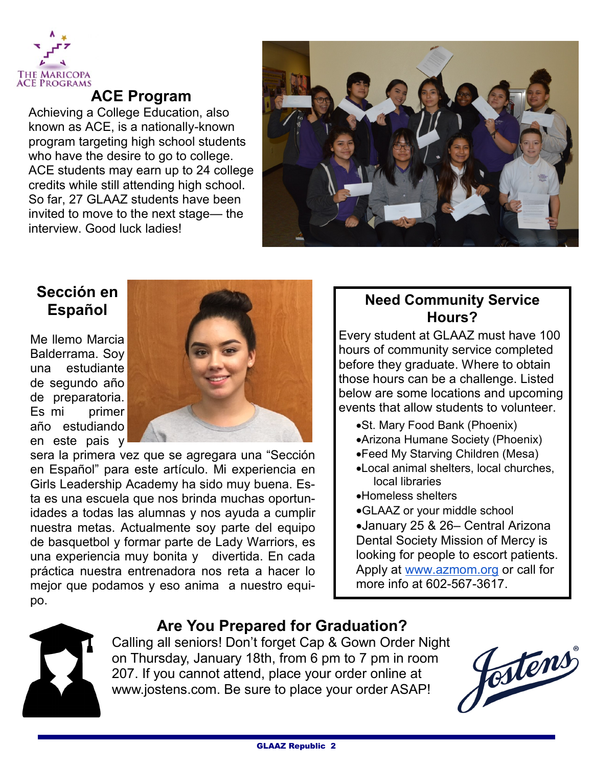THE MARICOPA ACE PROGRAMS

## ACE Program

Achieving a College Education, also known as ACE, is a nationally-known program targeting high school students who have the desire to go to college. ACE students may earn up to 24 college credits while still attending high school. So far, 27 GLAAZ students have been invited to move to the next stage— the interview. Good luck ladies!

## Sección en Español

Me llemo Marcia Balderrama. Soy una estudiante de segundo año de preparatoria. Es mi primer año estudiando en este pais y sera la primera vez que se agregara una "Sección en Español" para este artículo. Mi experiencia en Girls Leadership Academy ha sido muy buena. Esta es una escuela que nos brinda muchas oportunidades a todas las alumnas y nos ayuda a cumplir nuestra metas. Actualmente soy parte del equipo de basquetbol y formar parte de Lady Warriors, es una experiencia muy bonita y divertida. En cada práctica nuestra entrenadora nos reta a hacer lo mejor que podamos y eso anima a nuestro equipo.

## Need Community Service Hours?

Every student at GLAAZ must have 100 hours of community service completed before they graduate. Where to obtain those hours can be a challenge. Listed below are some locations and upcoming events that allow students to volunteer.

- St. Mary Food Bank (Phoenix)
- Arizona Humane Society (Phoenix)
- Feed My Starving Children (Mesa)
- Local animal shelters, local churches, local libraries
- Homeless shelters
- GLAAZ or your middle school
- January 25 & 26– Central Arizona Dental Society Mission of Mercy is looking for people to escort patients. Apply at www.azmom.org or call for more info at 602-567-3617.

## Are You Prepared for Graduation?

Calling all seniors! Don't forget Cap & Gown Order Night on Thursday, January 18th, from 6 pm to 7 pm in room 207. If you cannot attend, place your order online at www.jostens.com. Be sure to place your order ASAP!

Jostens®